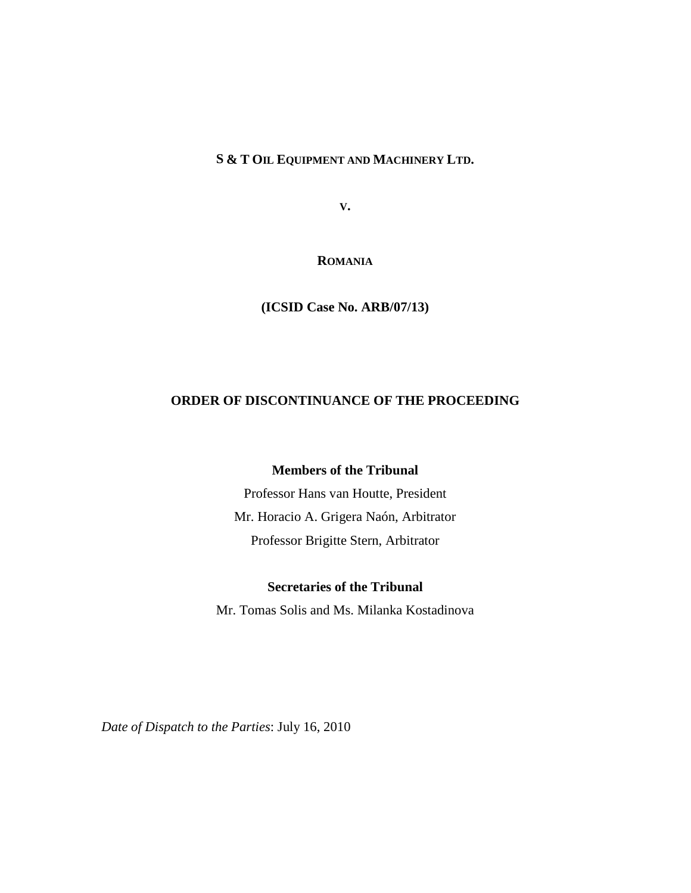**S & T OIL EQUIPMENT AND MACHINERY LTD.**

**v.**

**ROMANIA**

**(ICSID Case No. ARB/07/13)**

# ORDER OF DISCONTINUANCE OF THE PROCEEDING

**Members of the Tribunal**

Professor Hans van Houtte, President

Mr. Horacio A. Grigera Naón, Arbitrator

Professor Brigitte Stern, Arbitrator

**Secretaries of the Tribunal**

Mr. Tomas Solis and Ms. Milanka Kostadinova

*Date of Dispatch to the Parties*: July 16, 2010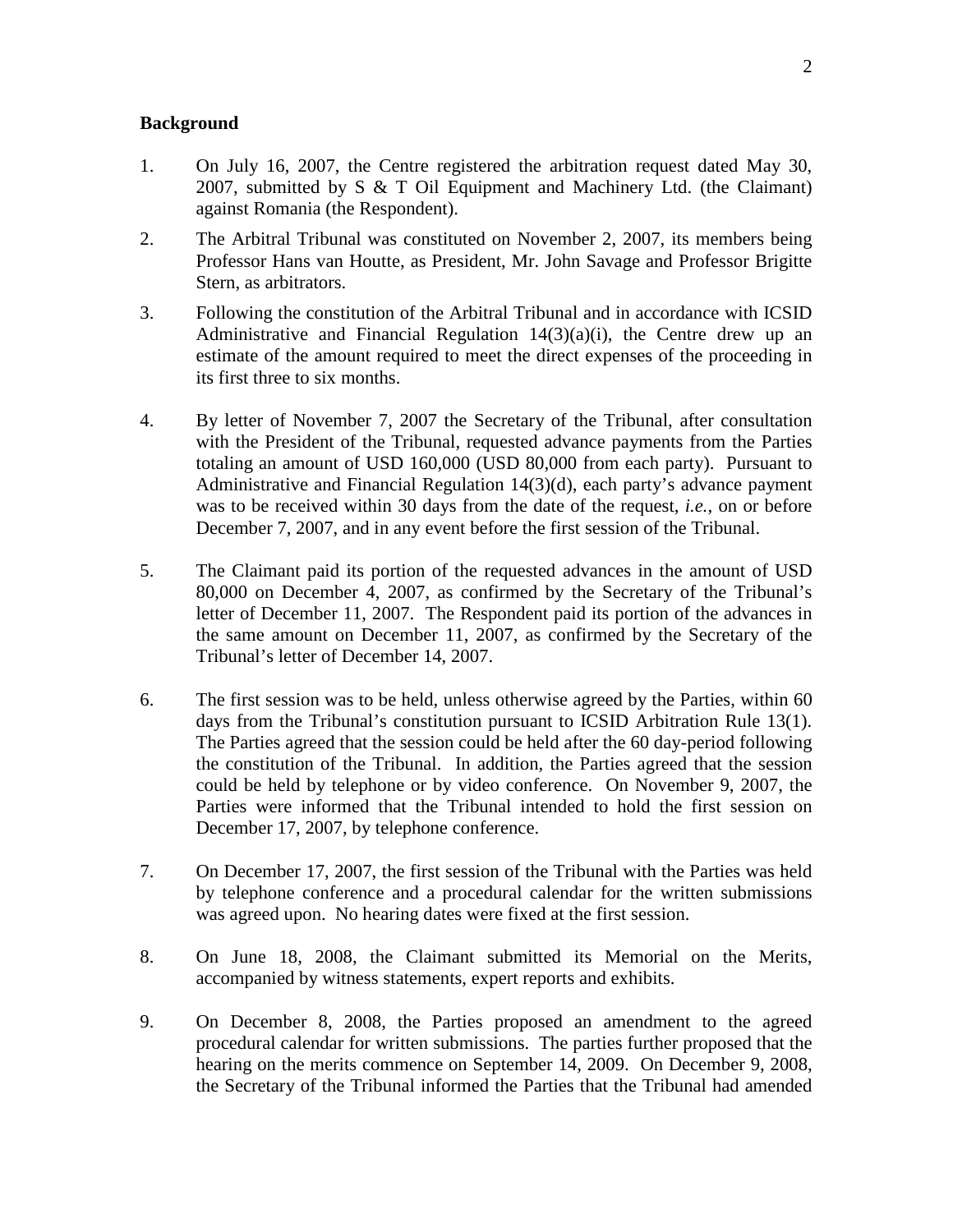**Background**

1. On July 16, 2007, the Centre registered the arbitration request dated May 30, 2007, submitted by S & T Oil Equipment and Machinery Ltd. (the Claimant) against Romania (the Respondent).

2. The Arbitral Tribunal was constituted on November 2, 2007, its members being Professor Hans van Houtte, as President, Mr. John Savage and Professor Brigitte Stern, as arbitrators.

3. Following the constitution of the Arbitral Tribunal and in accordance with ICSID Administrative and Financial Regulation 14(3)(a)(i), the Centre drew up an estimate of the amount required to meet the direct expenses of the proceeding in its first three to six months.

4. By letter of November 7, 2007 the Secretary of the Tribunal, after consultation with the President of the Tribunal, requested advance payments from the Parties totaling an amount of USD 160,000 (USD 80,000 from each party). Pursuant to Administrative and Financial Regulation 14(3)(d), each party's advance payment was to be received within 30 days from the date of the request, *i.e.*, on or before December 7, 2007, and in any event before the first session of the Tribunal.

5. The Claimant paid its portion of the requested advances in the amount of USD 80,000 on December 4, 2007, as confirmed by the Secretary of the Tribunal's letter of December 11, 2007. The Respondent paid its portion of the advances in the same amount on December 11, 2007, as confirmed by the Secretary of the Tribunal's letter of December 14, 2007.

6. The first session was to be held, unless otherwise agreed by the Parties, within 60 days from the Tribunal's constitution pursuant to ICSID Arbitration Rule 13(1). The Parties agreed that the session could be held after the 60 day-period following the constitution of the Tribunal. In addition, the Parties agreed that the session could be held by telephone or by video conference. On November 9, 2007, the Parties were informed that the Tribunal intended to hold the first session on December 17, 2007, by telephone conference.

7. On December 17, 2007, the first session of the Tribunal with the Parties was held by telephone conference and a procedural calendar for the written submissions was agreed upon. No hearing dates were fixed at the first session.

8. On June 18, 2008, the Claimant submitted its Memorial on the Merits, accompanied by witness statements, expert reports and exhibits.

9. On December 8, 2008, the Parties proposed an amendment to the agreed procedural calendar for written submissions. The parties further proposed that the hearing on the merits commence on September 14, 2009. On December 9, 2008, the Secretary of the Tribunal informed the Parties that the Tribunal had amended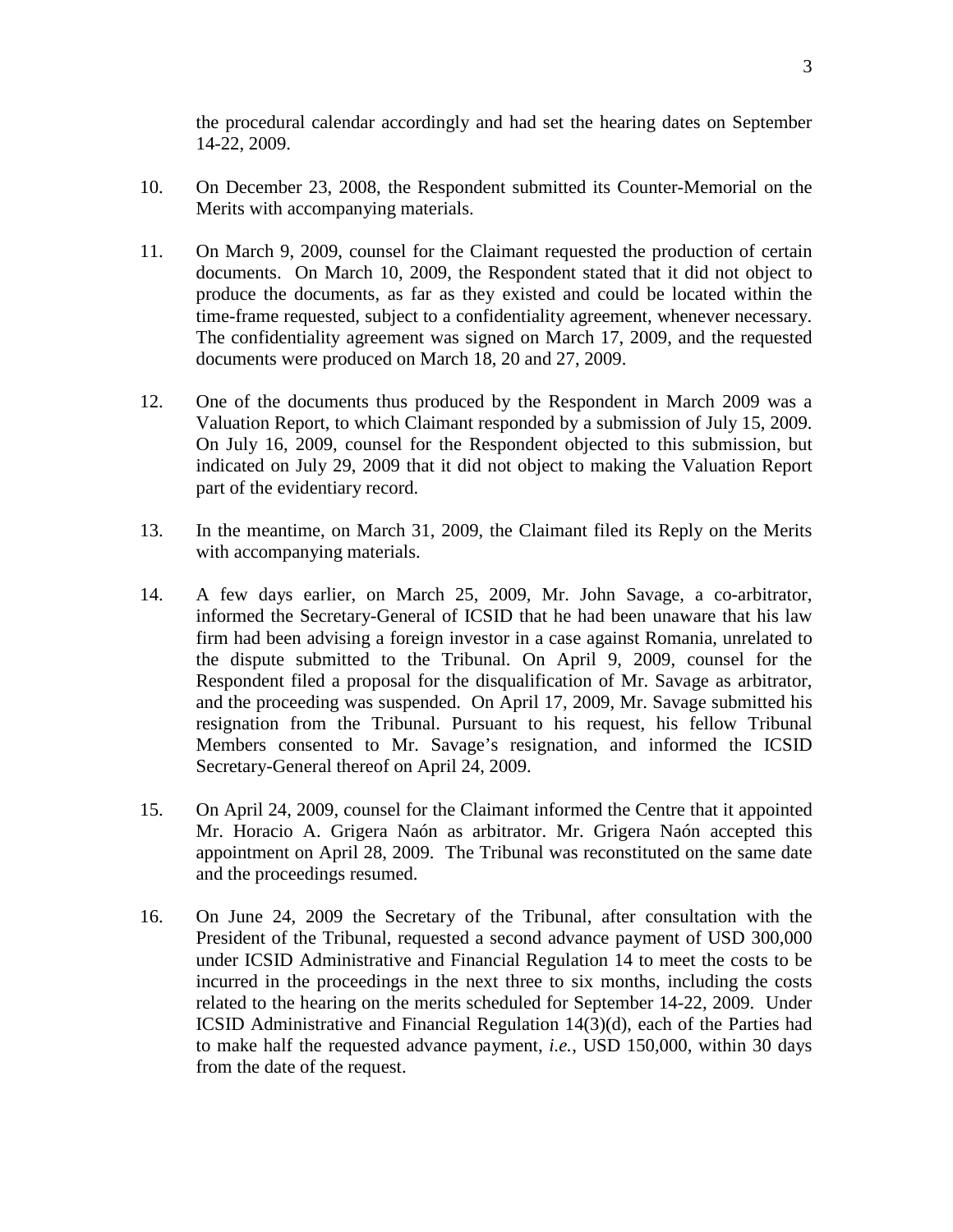the procedural calendar accordingly and had set the hearing dates on September 14-22, 2009.

10. On December 23, 2008, the Respondent submitted its Counter-Memorial on the Merits with accompanying materials.

11. On March 9, 2009, counsel for the Claimant requested the production of certain documents. On March 10, 2009, the Respondent stated that it did not object to produce the documents, as far as they existed and could be located within the time-frame requested, subject to a confidentiality agreement, whenever necessary. The confidentiality agreement was signed on March 17, 2009, and the requested documents were produced on March 18, 20 and 27, 2009.

12. One of the documents thus produced by the Respondent in March 2009 was a Valuation Report, to which Claimant responded by a submission of July 15, 2009. On July 16, 2009, counsel for the Respondent objected to this submission, but indicated on July 29, 2009 that it did not object to making the Valuation Report part of the evidentiary record.

13. In the meantime, on March 31, 2009, the Claimant filed its Reply on the Merits with accompanying materials.

14. A few days earlier, on March 25, 2009, Mr. John Savage, a co-arbitrator, informed the Secretary-General of ICSID that he had been unaware that his law firm had been advising a foreign investor in a case against Romania, unrelated to the dispute submitted to the Tribunal. On April 9, 2009, counsel for the Respondent filed a proposal for the disqualification of Mr. Savage as arbitrator, and the proceeding was suspended. On April 17, 2009, Mr. Savage submitted his resignation from the Tribunal. Pursuant to his request, his fellow Tribunal Members consented to Mr. Savage's resignation, and informed the ICSID Secretary-General thereof on April 24, 2009.

15. On April 24, 2009, counsel for the Claimant informed the Centre that it appointed Mr. Horacio A. Grigera Naón as arbitrator. Mr. Grigera Naón accepted this appointment on April 28, 2009. The Tribunal was reconstituted on the same date and the proceedings resumed.

16. On June 24, 2009 the Secretary of the Tribunal, after consultation with the President of the Tribunal, requested a second advance payment of USD 300,000 under ICSID Administrative and Financial Regulation 14 to meet the costs to be incurred in the proceedings in the next three to six months, including the costs related to the hearing on the merits scheduled for September 14-22, 2009. Under ICSID Administrative and Financial Regulation 14(3)(d), each of the Parties had to make half the requested advance payment, *i.e.*, USD 150,000, within 30 days from the date of the request.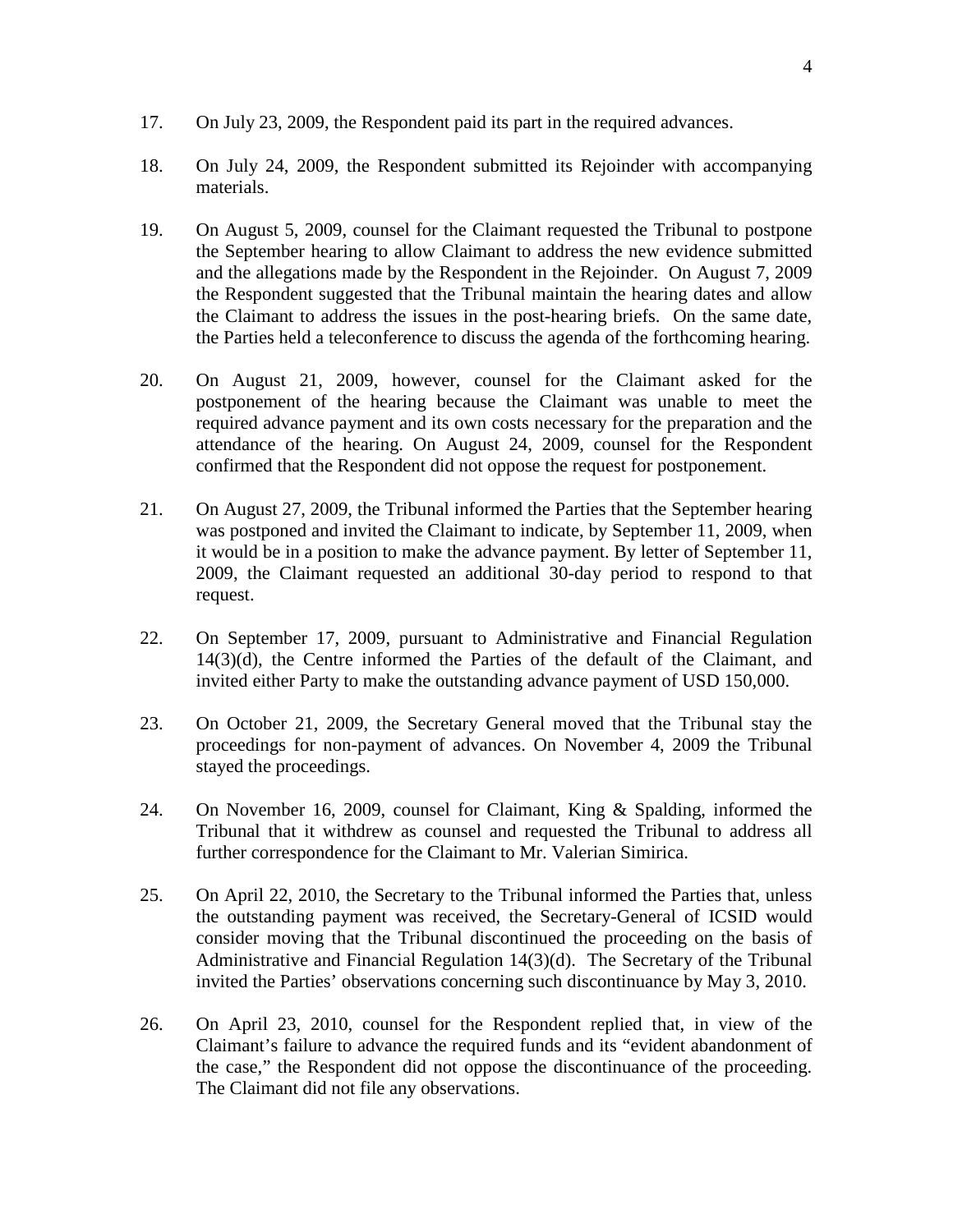17. On July 23, 2009, the Respondent paid its part in the required advances.

18. On July 24, 2009, the Respondent submitted its Rejoinder with accompanying materials.

19. On August 5, 2009, counsel for the Claimant requested the Tribunal to postpone the September hearing to allow Claimant to address the new evidence submitted and the allegations made by the Respondent in the Rejoinder. On August 7, 2009 the Respondent suggested that the Tribunal maintain the hearing dates and allow the Claimant to address the issues in the post-hearing briefs. On the same date, the Parties held a teleconference to discuss the agenda of the forthcoming hearing.

20. On August 21, 2009, however, counsel for the Claimant asked for the postponement of the hearing because the Claimant was unable to meet the required advance payment and its own costs necessary for the preparation and the attendance of the hearing. On August 24, 2009, counsel for the Respondent confirmed that the Respondent did not oppose the request for postponement.

21. On August 27, 2009, the Tribunal informed the Parties that the September hearing was postponed and invited the Claimant to indicate, by September 11, 2009, when it would be in a position to make the advance payment. By letter of September 11, 2009, the Claimant requested an additional 30-day period to respond to that request.

22. On September 17, 2009, pursuant to Administrative and Financial Regulation 14(3)(d), the Centre informed the Parties of the default of the Claimant, and invited either Party to make the outstanding advance payment of USD 150,000.

23. On October 21, 2009, the Secretary General moved that the Tribunal stay the proceedings for non-payment of advances. On November 4, 2009 the Tribunal stayed the proceedings.

24. On November 16, 2009, counsel for Claimant, King & Spalding, informed the Tribunal that it withdrew as counsel and requested the Tribunal to address all further correspondence for the Claimant to Mr. Valerian Simirica.

25. On April 22, 2010, the Secretary to the Tribunal informed the Parties that, unless the outstanding payment was received, the Secretary-General of ICSID would consider moving that the Tribunal discontinued the proceeding on the basis of Administrative and Financial Regulation 14(3)(d). The Secretary of the Tribunal invited the Parties' observations concerning such discontinuance by May 3, 2010.

26. On April 23, 2010, counsel for the Respondent replied that, in view of the Claimant's failure to advance the required funds and its "evident abandonment of the case," the Respondent did not oppose the discontinuance of the proceeding. The Claimant did not file any observations.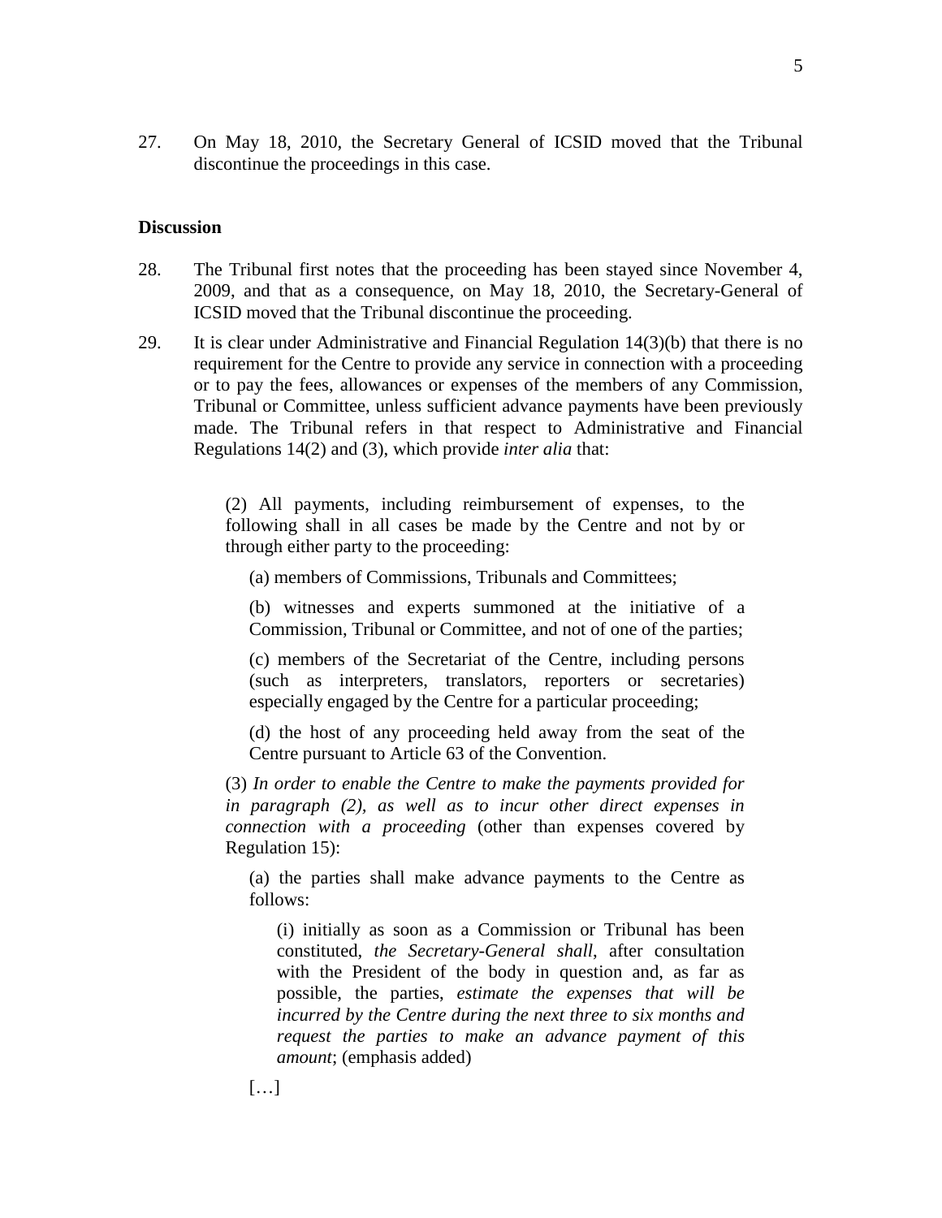27. On May 18, 2010, the Secretary General of ICSID moved that the Tribunal discontinue the proceedings in this case.

**Discussion**

28. The Tribunal first notes that the proceeding has been stayed since November 4, 2009, and that as a consequence, on May 18, 2010, the Secretary-General of ICSID moved that the Tribunal discontinue the proceeding.

29. It is clear under Administrative and Financial Regulation 14(3)(b) that there is no requirement for the Centre to provide any service in connection with a proceeding or to pay the fees, allowances or expenses of the members of any Commission, Tribunal or Committee, unless sufficient advance payments have been previously made. The Tribunal refers in that respect to Administrative and Financial Regulations 14(2) and (3), which provide *inter alia* that:

> (2) All payments, including reimbursement of expenses, to the following shall in all cases be made by the Centre and not by or through either party to the proceeding:
>
> (a) members of Commissions, Tribunals and Committees;
>
> (b) witnesses and experts summoned at the initiative of a Commission, Tribunal or Committee, and not of one of the parties;
>
> (c) members of the Secretariat of the Centre, including persons (such as interpreters, translators, reporters or secretaries) especially engaged by the Centre for a particular proceeding;
>
> (d) the host of any proceeding held away from the seat of the Centre pursuant to Article 63 of the Convention.
>
> (3) *In order to enable the Centre to make the payments provided for in paragraph (2), as well as to incur other direct expenses in connection with a proceeding* (other than expenses covered by Regulation 15):
>
> (a) the parties shall make advance payments to the Centre as follows:
>
> (i) initially as soon as a Commission or Tribunal has been constituted, *the Secretary-General shall*, after consultation with the President of the body in question and, as far as possible, the parties, *estimate the expenses that will be incurred by the Centre during the next three to six months and request the parties to make an advance payment of this amount*; (emphasis added)
>
> […]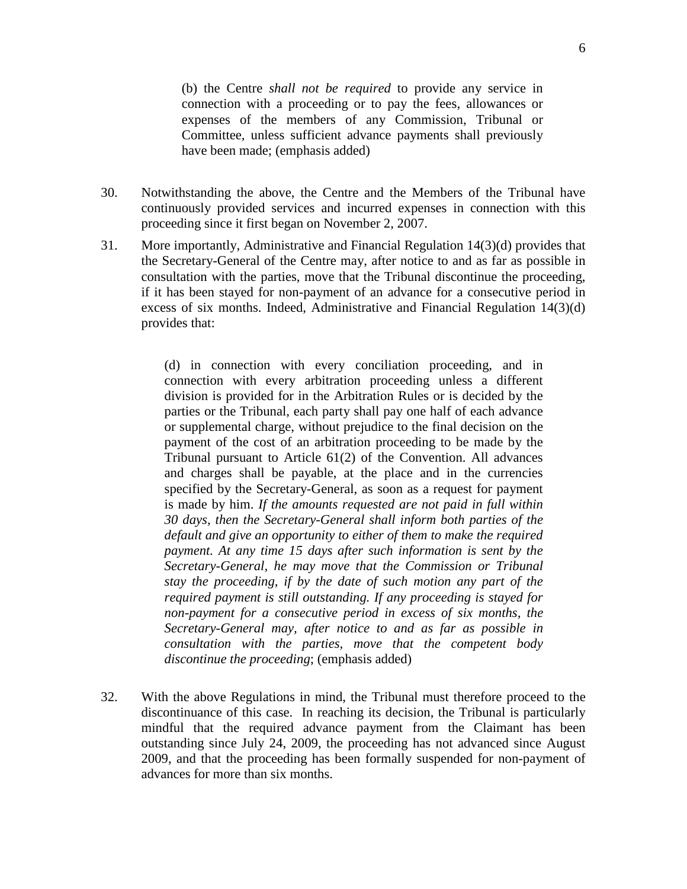> (b) the Centre *shall not be required* to provide any service in connection with a proceeding or to pay the fees, allowances or expenses of the members of any Commission, Tribunal or Committee, unless sufficient advance payments shall previously have been made; (emphasis added)

30. Notwithstanding the above, the Centre and the Members of the Tribunal have continuously provided services and incurred expenses in connection with this proceeding since it first began on November 2, 2007.

31. More importantly, Administrative and Financial Regulation 14(3)(d) provides that the Secretary-General of the Centre may, after notice to and as far as possible in consultation with the parties, move that the Tribunal discontinue the proceeding, if it has been stayed for non-payment of an advance for a consecutive period in excess of six months. Indeed, Administrative and Financial Regulation 14(3)(d) provides that:

> (d) in connection with every conciliation proceeding, and in connection with every arbitration proceeding unless a different division is provided for in the Arbitration Rules or is decided by the parties or the Tribunal, each party shall pay one half of each advance or supplemental charge, without prejudice to the final decision on the payment of the cost of an arbitration proceeding to be made by the Tribunal pursuant to Article 61(2) of the Convention. All advances and charges shall be payable, at the place and in the currencies specified by the Secretary-General, as soon as a request for payment is made by him. *If the amounts requested are not paid in full within 30 days, then the Secretary-General shall inform both parties of the default and give an opportunity to either of them to make the required payment. At any time 15 days after such information is sent by the Secretary-General, he may move that the Commission or Tribunal stay the proceeding, if by the date of such motion any part of the required payment is still outstanding. If any proceeding is stayed for non-payment for a consecutive period in excess of six months, the Secretary-General may, after notice to and as far as possible in consultation with the parties, move that the competent body discontinue the proceeding*; (emphasis added)

32. With the above Regulations in mind, the Tribunal must therefore proceed to the discontinuance of this case. In reaching its decision, the Tribunal is particularly mindful that the required advance payment from the Claimant has been outstanding since July 24, 2009, the proceeding has not advanced since August 2009, and that the proceeding has been formally suspended for non-payment of advances for more than six months.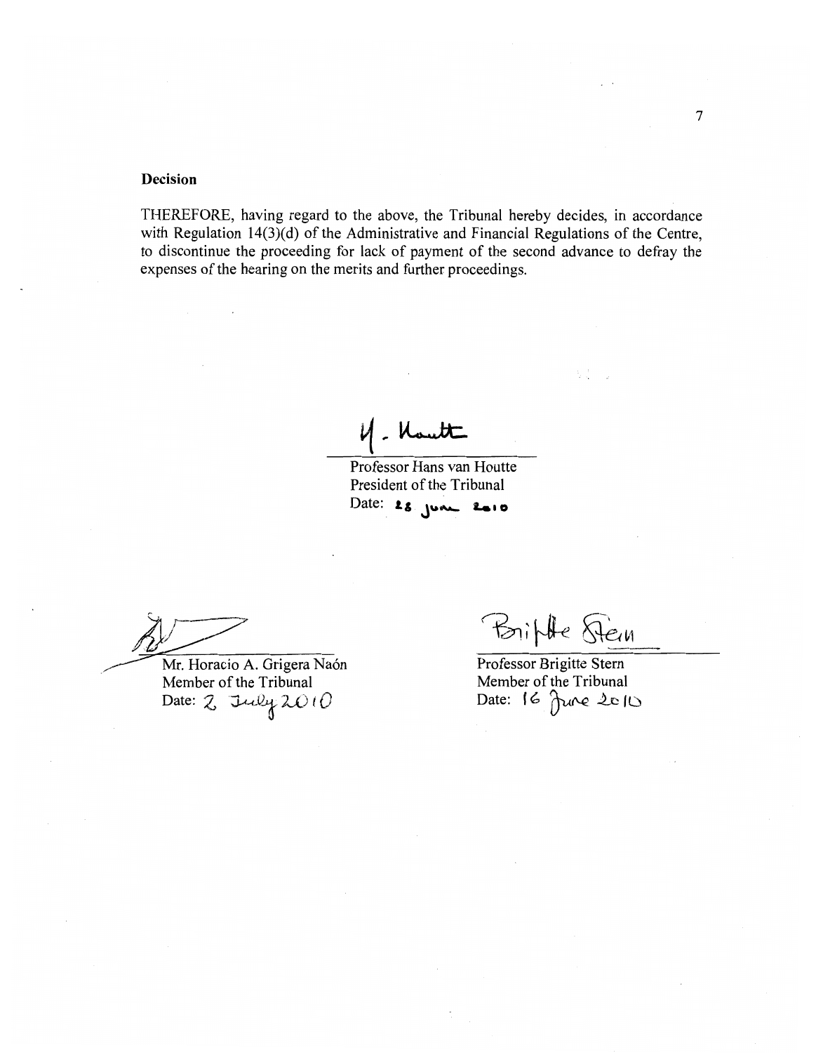**Decision**

THEREFORE, having regard to the above, the Tribunal hereby decides, in accordance with Regulation 14(3)(d) of the Administrative and Financial Regulations of the Centre, to discontinue the proceeding for lack of payment of the second advance to defray the expenses of the hearing on the merits and further proceedings.

Professor Hans van Houtte
President of the Tribunal
Date: 28 June 2010

Mr. Horacio A. Grigera Naón
Member of the Tribunal
Date: 2 July 2010

Professor Brigitte Stern
Member of the Tribunal
Date: 16 June 2010